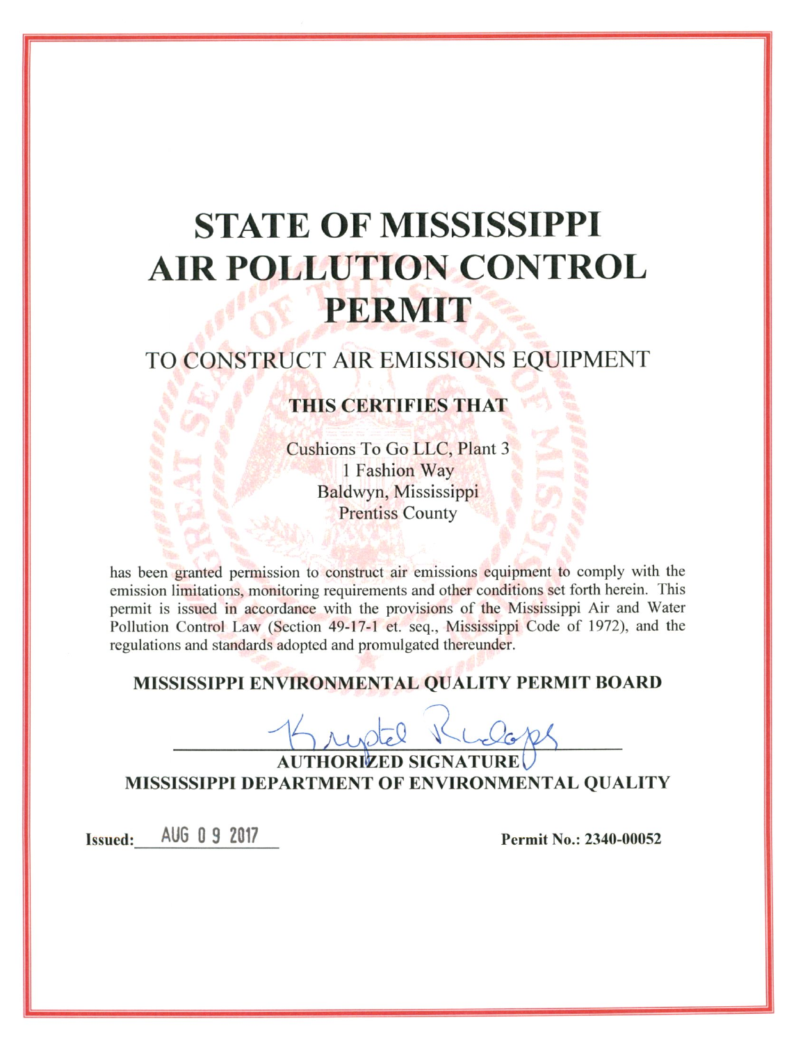# STATE OF MISSISSIPPI
# AIR POLLUTION CONTROL PERMIT

## TO CONSTRUCT AIR EMISSIONS EQUIPMENT

**THIS CERTIFIES THAT**

Cushions To Go LLC, Plant 3
1 Fashion Way
Baldwyn, Mississippi
Prentiss County

has been granted permission to construct air emissions equipment to comply with the emission limitations, monitoring requirements and other conditions set forth herein. This permit is issued in accordance with the provisions of the Mississippi Air and Water Pollution Control Law (Section 49-17-1 et. seq., Mississippi Code of 1972), and the regulations and standards adopted and promulgated thereunder.

**MISSISSIPPI ENVIRONMENTAL QUALITY PERMIT BOARD**

**AUTHORIZED SIGNATURE**
**MISSISSIPPI DEPARTMENT OF ENVIRONMENTAL QUALITY**

**Issued:** AUG 09 2017

**Permit No.: 2340-00052**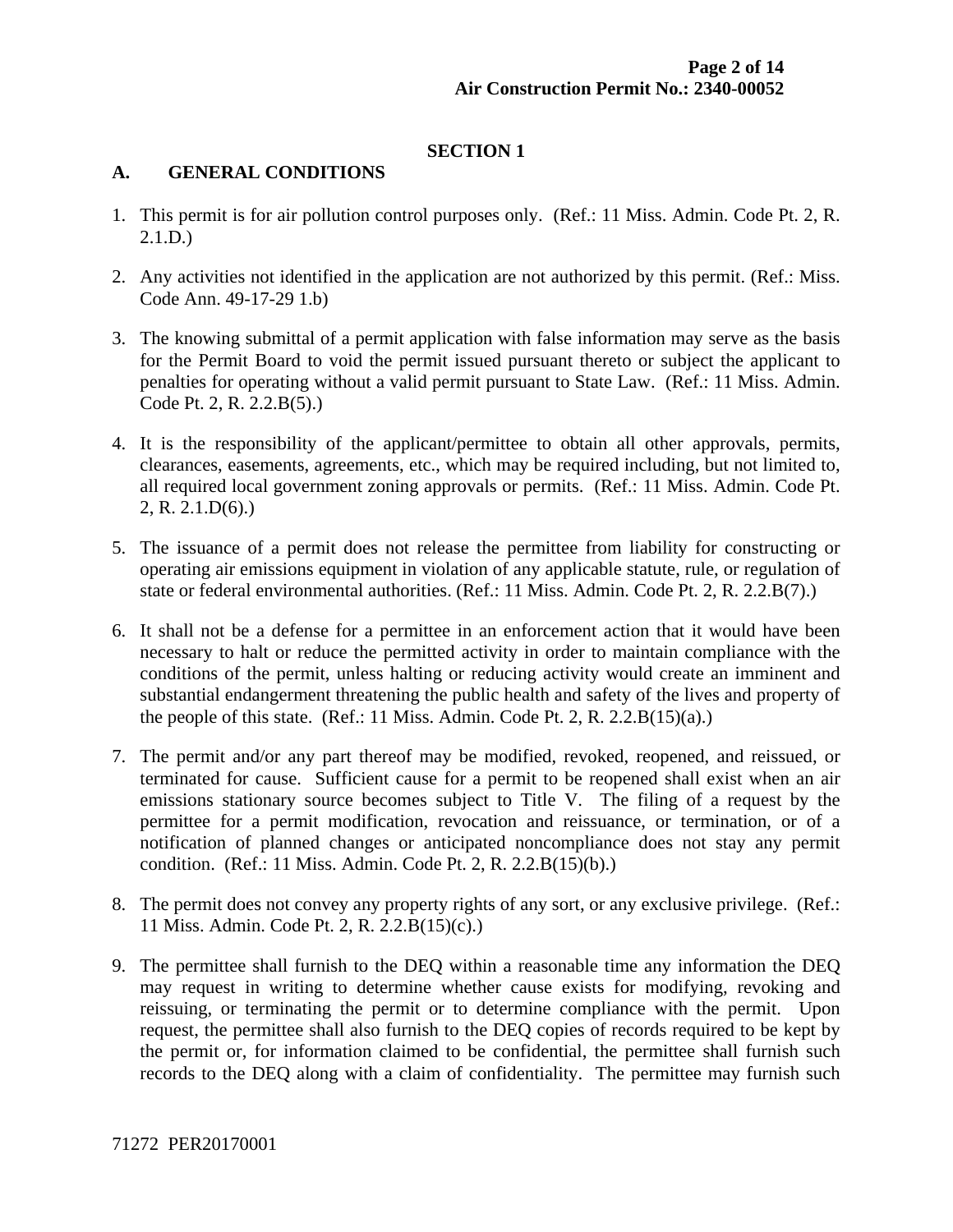## SECTION 1

### A. GENERAL CONDITIONS

1. This permit is for air pollution control purposes only. (Ref.: 11 Miss. Admin. Code Pt. 2, R. 2.1.D.)

2. Any activities not identified in the application are not authorized by this permit. (Ref.: Miss. Code Ann. 49-17-29 1.b)

3. The knowing submittal of a permit application with false information may serve as the basis for the Permit Board to void the permit issued pursuant thereto or subject the applicant to penalties for operating without a valid permit pursuant to State Law. (Ref.: 11 Miss. Admin. Code Pt. 2, R. 2.2.B(5).)

4. It is the responsibility of the applicant/permittee to obtain all other approvals, permits, clearances, easements, agreements, etc., which may be required including, but not limited to, all required local government zoning approvals or permits. (Ref.: 11 Miss. Admin. Code Pt. 2, R. 2.1.D(6).)

5. The issuance of a permit does not release the permittee from liability for constructing or operating air emissions equipment in violation of any applicable statute, rule, or regulation of state or federal environmental authorities. (Ref.: 11 Miss. Admin. Code Pt. 2, R. 2.2.B(7).)

6. It shall not be a defense for a permittee in an enforcement action that it would have been necessary to halt or reduce the permitted activity in order to maintain compliance with the conditions of the permit, unless halting or reducing activity would create an imminent and substantial endangerment threatening the public health and safety of the lives and property of the people of this state. (Ref.: 11 Miss. Admin. Code Pt. 2, R. 2.2.B(15)(a).)

7. The permit and/or any part thereof may be modified, revoked, reopened, and reissued, or terminated for cause. Sufficient cause for a permit to be reopened shall exist when an air emissions stationary source becomes subject to Title V. The filing of a request by the permittee for a permit modification, revocation and reissuance, or termination, or of a notification of planned changes or anticipated noncompliance does not stay any permit condition. (Ref.: 11 Miss. Admin. Code Pt. 2, R. 2.2.B(15)(b).)

8. The permit does not convey any property rights of any sort, or any exclusive privilege. (Ref.: 11 Miss. Admin. Code Pt. 2, R. 2.2.B(15)(c).)

9. The permittee shall furnish to the DEQ within a reasonable time any information the DEQ may request in writing to determine whether cause exists for modifying, revoking and reissuing, or terminating the permit or to determine compliance with the permit. Upon request, the permittee shall also furnish to the DEQ copies of records required to be kept by the permit or, for information claimed to be confidential, the permittee shall furnish such records to the DEQ along with a claim of confidentiality. The permittee may furnish such

71272 PER20170001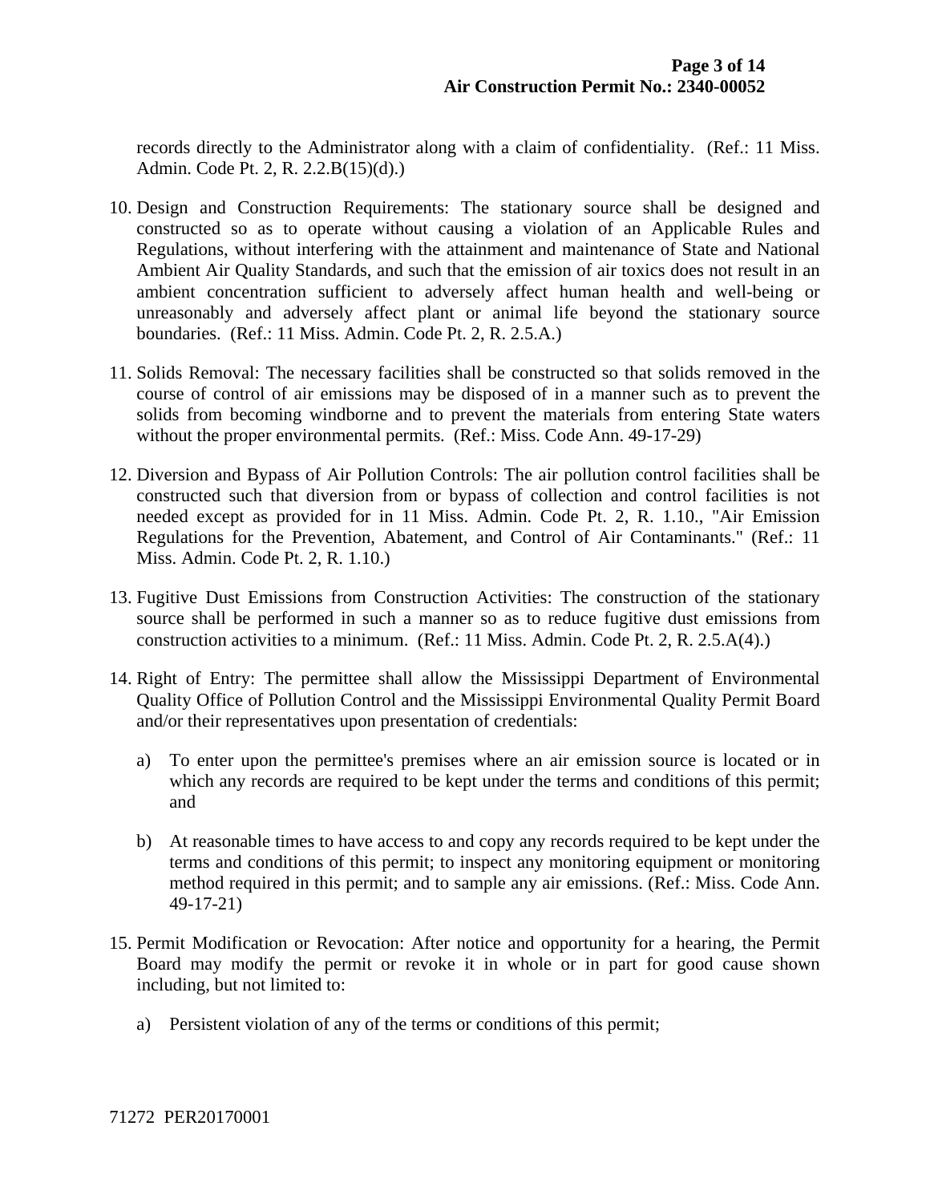records directly to the Administrator along with a claim of confidentiality. (Ref.: 11 Miss. Admin. Code Pt. 2, R. 2.2.B(15)(d).)

10. Design and Construction Requirements: The stationary source shall be designed and constructed so as to operate without causing a violation of an Applicable Rules and Regulations, without interfering with the attainment and maintenance of State and National Ambient Air Quality Standards, and such that the emission of air toxics does not result in an ambient concentration sufficient to adversely affect human health and well-being or unreasonably and adversely affect plant or animal life beyond the stationary source boundaries. (Ref.: 11 Miss. Admin. Code Pt. 2, R. 2.5.A.)

11. Solids Removal: The necessary facilities shall be constructed so that solids removed in the course of control of air emissions may be disposed of in a manner such as to prevent the solids from becoming windborne and to prevent the materials from entering State waters without the proper environmental permits. (Ref.: Miss. Code Ann. 49-17-29)

12. Diversion and Bypass of Air Pollution Controls: The air pollution control facilities shall be constructed such that diversion from or bypass of collection and control facilities is not needed except as provided for in 11 Miss. Admin. Code Pt. 2, R. 1.10., "Air Emission Regulations for the Prevention, Abatement, and Control of Air Contaminants." (Ref.: 11 Miss. Admin. Code Pt. 2, R. 1.10.)

13. Fugitive Dust Emissions from Construction Activities: The construction of the stationary source shall be performed in such a manner so as to reduce fugitive dust emissions from construction activities to a minimum. (Ref.: 11 Miss. Admin. Code Pt. 2, R. 2.5.A(4).)

14. Right of Entry: The permittee shall allow the Mississippi Department of Environmental Quality Office of Pollution Control and the Mississippi Environmental Quality Permit Board and/or their representatives upon presentation of credentials:

    a) To enter upon the permittee's premises where an air emission source is located or in which any records are required to be kept under the terms and conditions of this permit; and

    b) At reasonable times to have access to and copy any records required to be kept under the terms and conditions of this permit; to inspect any monitoring equipment or monitoring method required in this permit; and to sample any air emissions. (Ref.: Miss. Code Ann. 49-17-21)

15. Permit Modification or Revocation: After notice and opportunity for a hearing, the Permit Board may modify the permit or revoke it in whole or in part for good cause shown including, but not limited to:

    a) Persistent violation of any of the terms or conditions of this permit;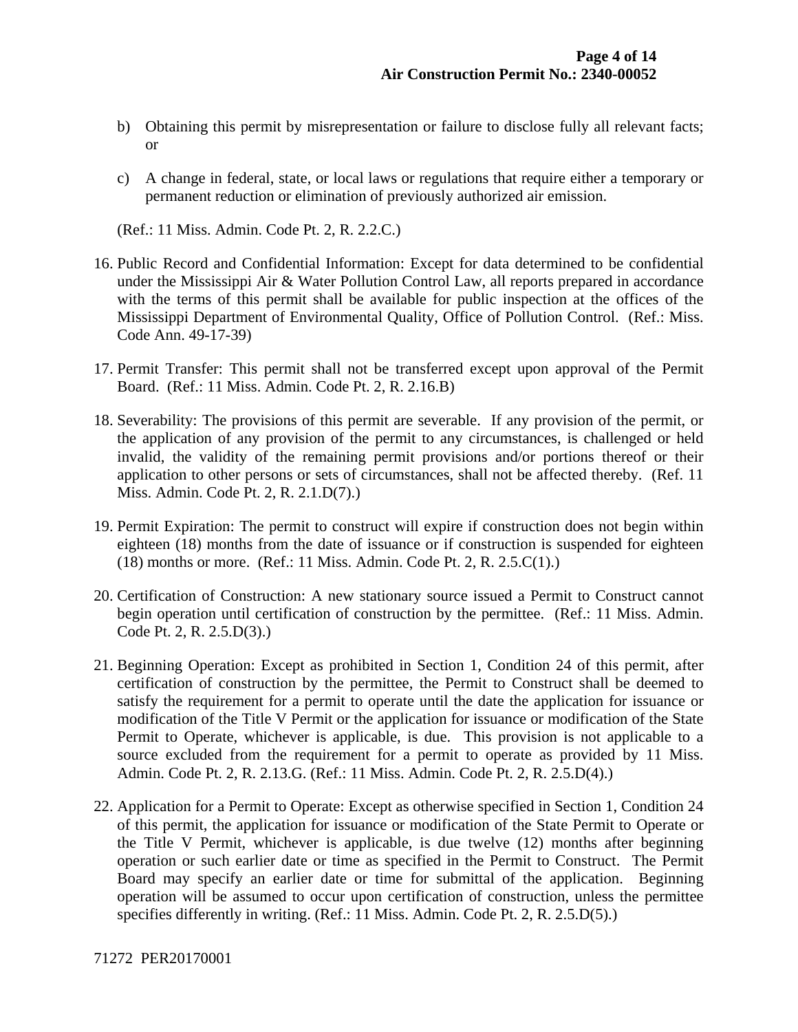b) Obtaining this permit by misrepresentation or failure to disclose fully all relevant facts; or

c) A change in federal, state, or local laws or regulations that require either a temporary or permanent reduction or elimination of previously authorized air emission.

(Ref.: 11 Miss. Admin. Code Pt. 2, R. 2.2.C.)

16. Public Record and Confidential Information: Except for data determined to be confidential under the Mississippi Air & Water Pollution Control Law, all reports prepared in accordance with the terms of this permit shall be available for public inspection at the offices of the Mississippi Department of Environmental Quality, Office of Pollution Control. (Ref.: Miss. Code Ann. 49-17-39)

17. Permit Transfer: This permit shall not be transferred except upon approval of the Permit Board. (Ref.: 11 Miss. Admin. Code Pt. 2, R. 2.16.B)

18. Severability: The provisions of this permit are severable. If any provision of the permit, or the application of any provision of the permit to any circumstances, is challenged or held invalid, the validity of the remaining permit provisions and/or portions thereof or their application to other persons or sets of circumstances, shall not be affected thereby. (Ref. 11 Miss. Admin. Code Pt. 2, R. 2.1.D(7).)

19. Permit Expiration: The permit to construct will expire if construction does not begin within eighteen (18) months from the date of issuance or if construction is suspended for eighteen (18) months or more. (Ref.: 11 Miss. Admin. Code Pt. 2, R. 2.5.C(1).)

20. Certification of Construction: A new stationary source issued a Permit to Construct cannot begin operation until certification of construction by the permittee. (Ref.: 11 Miss. Admin. Code Pt. 2, R. 2.5.D(3).)

21. Beginning Operation: Except as prohibited in Section 1, Condition 24 of this permit, after certification of construction by the permittee, the Permit to Construct shall be deemed to satisfy the requirement for a permit to operate until the date the application for issuance or modification of the Title V Permit or the application for issuance or modification of the State Permit to Operate, whichever is applicable, is due. This provision is not applicable to a source excluded from the requirement for a permit to operate as provided by 11 Miss. Admin. Code Pt. 2, R. 2.13.G. (Ref.: 11 Miss. Admin. Code Pt. 2, R. 2.5.D(4).)

22. Application for a Permit to Operate: Except as otherwise specified in Section 1, Condition 24 of this permit, the application for issuance or modification of the State Permit to Operate or the Title V Permit, whichever is applicable, is due twelve (12) months after beginning operation or such earlier date or time as specified in the Permit to Construct. The Permit Board may specify an earlier date or time for submittal of the application. Beginning operation will be assumed to occur upon certification of construction, unless the permittee specifies differently in writing. (Ref.: 11 Miss. Admin. Code Pt. 2, R. 2.5.D(5).)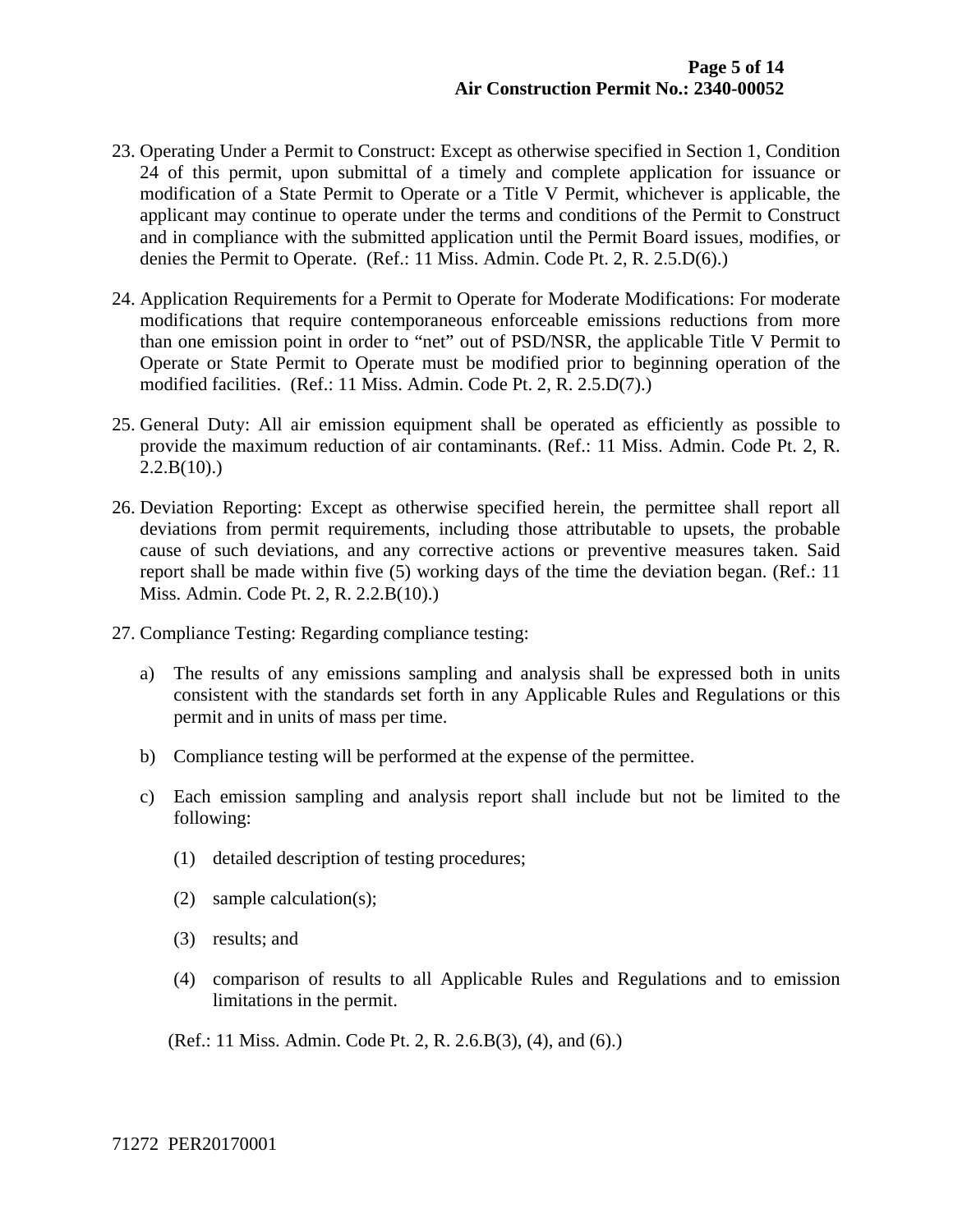23. Operating Under a Permit to Construct: Except as otherwise specified in Section 1, Condition 24 of this permit, upon submittal of a timely and complete application for issuance or modification of a State Permit to Operate or a Title V Permit, whichever is applicable, the applicant may continue to operate under the terms and conditions of the Permit to Construct and in compliance with the submitted application until the Permit Board issues, modifies, or denies the Permit to Operate. (Ref.: 11 Miss. Admin. Code Pt. 2, R. 2.5.D(6).)

24. Application Requirements for a Permit to Operate for Moderate Modifications: For moderate modifications that require contemporaneous enforceable emissions reductions from more than one emission point in order to "net" out of PSD/NSR, the applicable Title V Permit to Operate or State Permit to Operate must be modified prior to beginning operation of the modified facilities. (Ref.: 11 Miss. Admin. Code Pt. 2, R. 2.5.D(7).)

25. General Duty: All air emission equipment shall be operated as efficiently as possible to provide the maximum reduction of air contaminants. (Ref.: 11 Miss. Admin. Code Pt. 2, R. 2.2.B(10).)

26. Deviation Reporting: Except as otherwise specified herein, the permittee shall report all deviations from permit requirements, including those attributable to upsets, the probable cause of such deviations, and any corrective actions or preventive measures taken. Said report shall be made within five (5) working days of the time the deviation began. (Ref.: 11 Miss. Admin. Code Pt. 2, R. 2.2.B(10).)

27. Compliance Testing: Regarding compliance testing:

    a) The results of any emissions sampling and analysis shall be expressed both in units consistent with the standards set forth in any Applicable Rules and Regulations or this permit and in units of mass per time.

    b) Compliance testing will be performed at the expense of the permittee.

    c) Each emission sampling and analysis report shall include but not be limited to the following:

        (1) detailed description of testing procedures;

        (2) sample calculation(s);

        (3) results; and

        (4) comparison of results to all Applicable Rules and Regulations and to emission limitations in the permit.

    (Ref.: 11 Miss. Admin. Code Pt. 2, R. 2.6.B(3), (4), and (6).)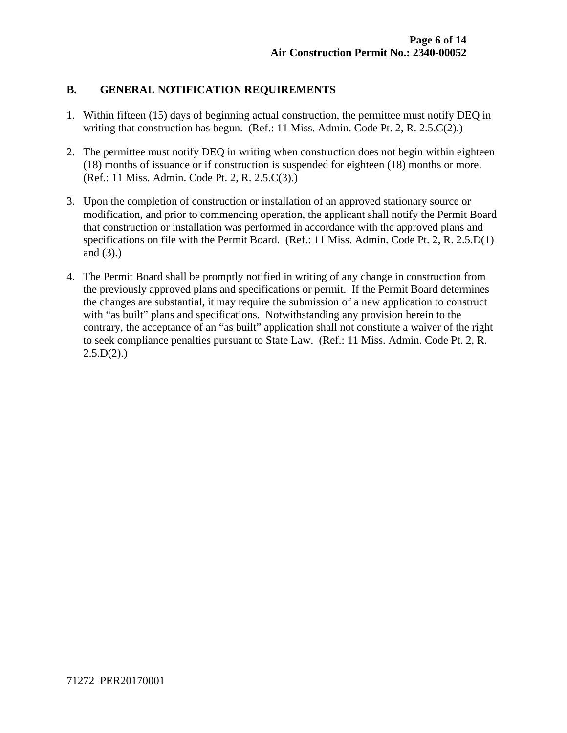## B. GENERAL NOTIFICATION REQUIREMENTS

1. Within fifteen (15) days of beginning actual construction, the permittee must notify DEQ in writing that construction has begun. (Ref.: 11 Miss. Admin. Code Pt. 2, R. 2.5.C(2).)

2. The permittee must notify DEQ in writing when construction does not begin within eighteen (18) months of issuance or if construction is suspended for eighteen (18) months or more. (Ref.: 11 Miss. Admin. Code Pt. 2, R. 2.5.C(3).)

3. Upon the completion of construction or installation of an approved stationary source or modification, and prior to commencing operation, the applicant shall notify the Permit Board that construction or installation was performed in accordance with the approved plans and specifications on file with the Permit Board. (Ref.: 11 Miss. Admin. Code Pt. 2, R. 2.5.D(1) and (3).)

4. The Permit Board shall be promptly notified in writing of any change in construction from the previously approved plans and specifications or permit. If the Permit Board determines the changes are substantial, it may require the submission of a new application to construct with "as built" plans and specifications. Notwithstanding any provision herein to the contrary, the acceptance of an "as built" application shall not constitute a waiver of the right to seek compliance penalties pursuant to State Law. (Ref.: 11 Miss. Admin. Code Pt. 2, R. 2.5.D(2).)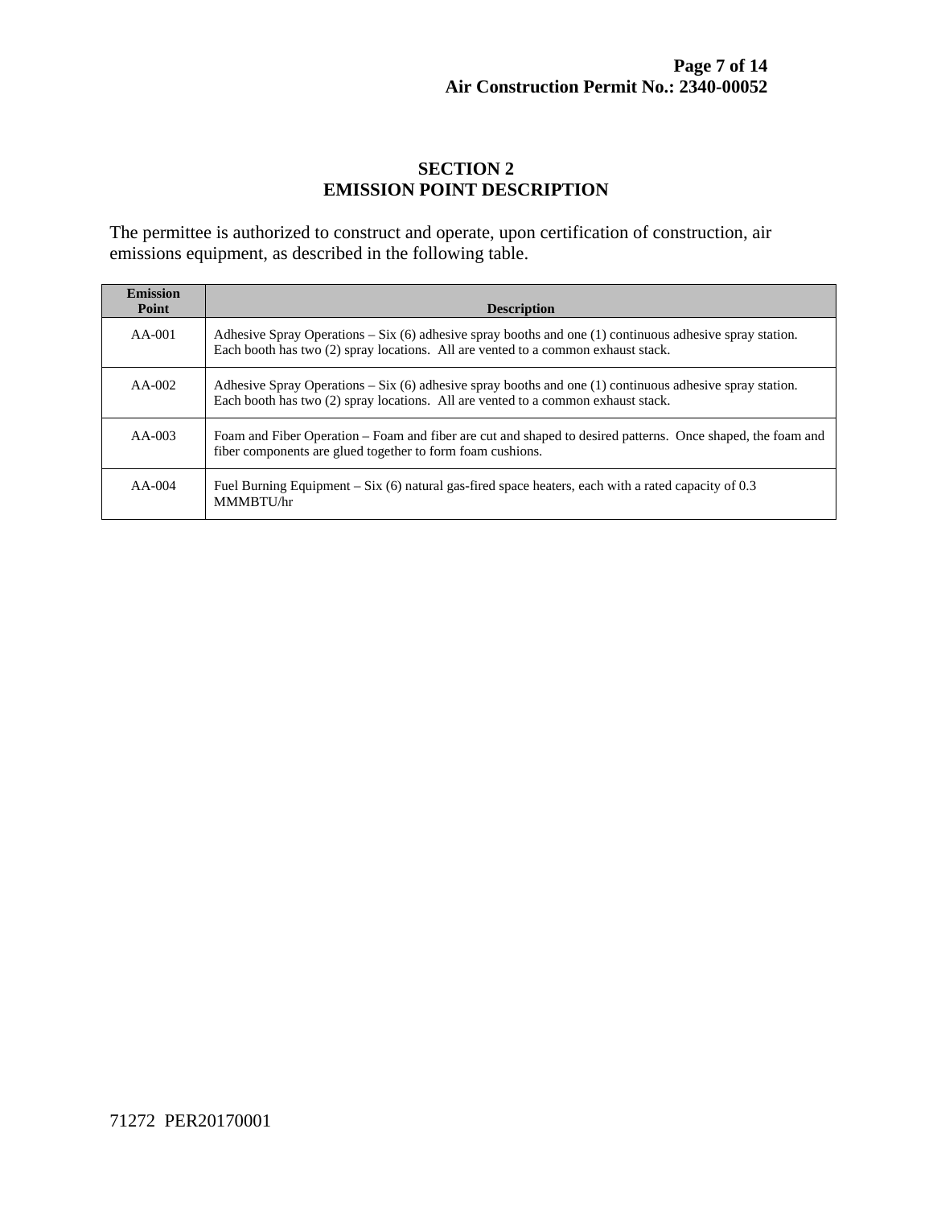## SECTION 2
## EMISSION POINT DESCRIPTION

The permittee is authorized to construct and operate, upon certification of construction, air emissions equipment, as described in the following table.

| Emission Point | Description |
|---|---|
| AA-001 | Adhesive Spray Operations – Six (6) adhesive spray booths and one (1) continuous adhesive spray station. Each booth has two (2) spray locations. All are vented to a common exhaust stack. |
| AA-002 | Adhesive Spray Operations – Six (6) adhesive spray booths and one (1) continuous adhesive spray station. Each booth has two (2) spray locations. All are vented to a common exhaust stack. |
| AA-003 | Foam and Fiber Operation – Foam and fiber are cut and shaped to desired patterns. Once shaped, the foam and fiber components are glued together to form foam cushions. |
| AA-004 | Fuel Burning Equipment – Six (6) natural gas-fired space heaters, each with a rated capacity of 0.3 MMMBTU/hr |

71272 PER20170001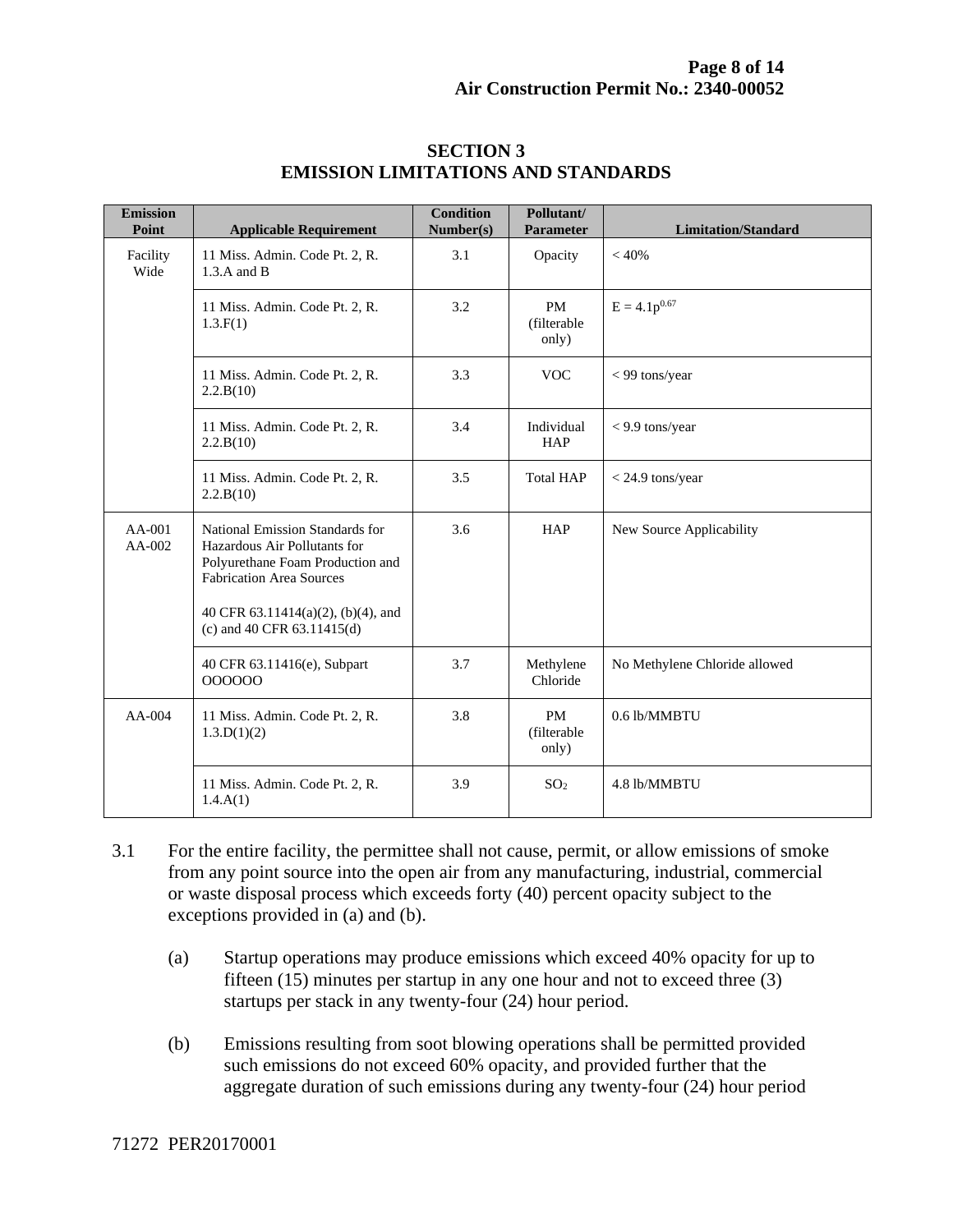# SECTION 3
# EMISSION LIMITATIONS AND STANDARDS

| Emission Point | Applicable Requirement | Condition Number(s) | Pollutant/ Parameter | Limitation/Standard |
|---|---|---|---|---|
| Facility Wide | 11 Miss. Admin. Code Pt. 2, R. 1.3.A and B | 3.1 | Opacity | < 40% |
| | 11 Miss. Admin. Code Pt. 2, R. 1.3.F(1) | 3.2 | PM (filterable only) | $E = 4.1p^{0.67}$ |
| | 11 Miss. Admin. Code Pt. 2, R. 2.2.B(10) | 3.3 | VOC | < 99 tons/year |
| | 11 Miss. Admin. Code Pt. 2, R. 2.2.B(10) | 3.4 | Individual HAP | < 9.9 tons/year |
| | 11 Miss. Admin. Code Pt. 2, R. 2.2.B(10) | 3.5 | Total HAP | < 24.9 tons/year |
| AA-001 AA-002 | National Emission Standards for Hazardous Air Pollutants for Polyurethane Foam Production and Fabrication Area Sources<br><br>40 CFR 63.11414(a)(2), (b)(4), and (c) and 40 CFR 63.11415(d) | 3.6 | HAP | New Source Applicability |
| | 40 CFR 63.11416(e), Subpart OOOOOO | 3.7 | Methylene Chloride | No Methylene Chloride allowed |
| AA-004 | 11 Miss. Admin. Code Pt. 2, R. 1.3.D(1)(2) | 3.8 | PM (filterable only) | 0.6 lb/MMBTU |
| | 11 Miss. Admin. Code Pt. 2, R. 1.4.A(1) | 3.9 | $SO_2$ | 4.8 lb/MMBTU |

3.1 For the entire facility, the permittee shall not cause, permit, or allow emissions of smoke from any point source into the open air from any manufacturing, industrial, commercial or waste disposal process which exceeds forty (40) percent opacity subject to the exceptions provided in (a) and (b).

(a) Startup operations may produce emissions which exceed 40% opacity for up to fifteen (15) minutes per startup in any one hour and not to exceed three (3) startups per stack in any twenty-four (24) hour period.

(b) Emissions resulting from soot blowing operations shall be permitted provided such emissions do not exceed 60% opacity, and provided further that the aggregate duration of such emissions during any twenty-four (24) hour period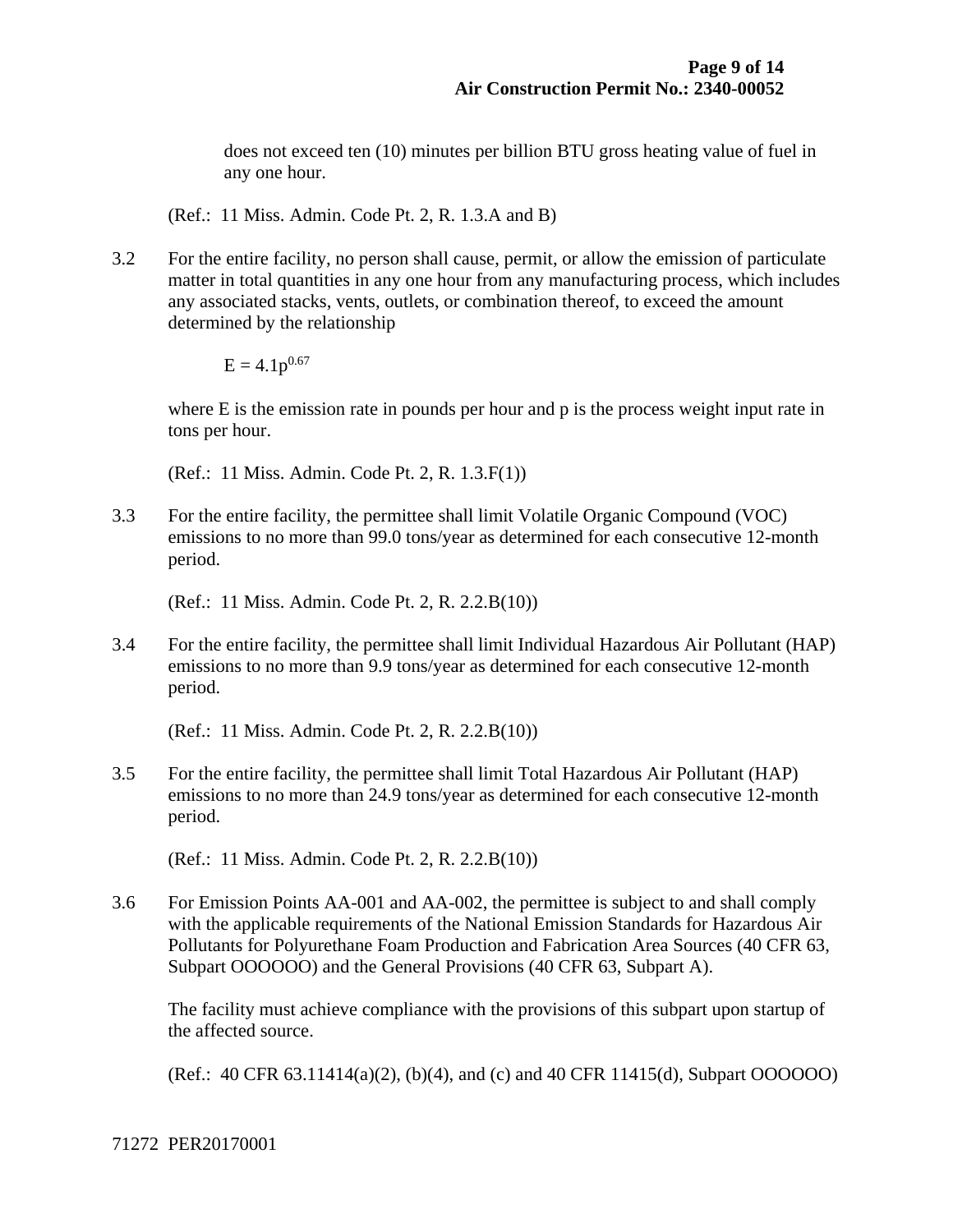does not exceed ten (10) minutes per billion BTU gross heating value of fuel in any one hour.

(Ref.: 11 Miss. Admin. Code Pt. 2, R. 1.3.A and B)

3.2 For the entire facility, no person shall cause, permit, or allow the emission of particulate matter in total quantities in any one hour from any manufacturing process, which includes any associated stacks, vents, outlets, or combination thereof, to exceed the amount determined by the relationship

$$E = 4.1p^{0.67}$$

where E is the emission rate in pounds per hour and p is the process weight input rate in tons per hour.

(Ref.: 11 Miss. Admin. Code Pt. 2, R. 1.3.F(1))

3.3 For the entire facility, the permittee shall limit Volatile Organic Compound (VOC) emissions to no more than 99.0 tons/year as determined for each consecutive 12-month period.

(Ref.: 11 Miss. Admin. Code Pt. 2, R. 2.2.B(10))

3.4 For the entire facility, the permittee shall limit Individual Hazardous Air Pollutant (HAP) emissions to no more than 9.9 tons/year as determined for each consecutive 12-month period.

(Ref.: 11 Miss. Admin. Code Pt. 2, R. 2.2.B(10))

3.5 For the entire facility, the permittee shall limit Total Hazardous Air Pollutant (HAP) emissions to no more than 24.9 tons/year as determined for each consecutive 12-month period.

(Ref.: 11 Miss. Admin. Code Pt. 2, R. 2.2.B(10))

3.6 For Emission Points AA-001 and AA-002, the permittee is subject to and shall comply with the applicable requirements of the National Emission Standards for Hazardous Air Pollutants for Polyurethane Foam Production and Fabrication Area Sources (40 CFR 63, Subpart OOOOOO) and the General Provisions (40 CFR 63, Subpart A).

The facility must achieve compliance with the provisions of this subpart upon startup of the affected source.

(Ref.: 40 CFR 63.11414(a)(2), (b)(4), and (c) and 40 CFR 11415(d), Subpart OOOOOO)

71272 PER20170001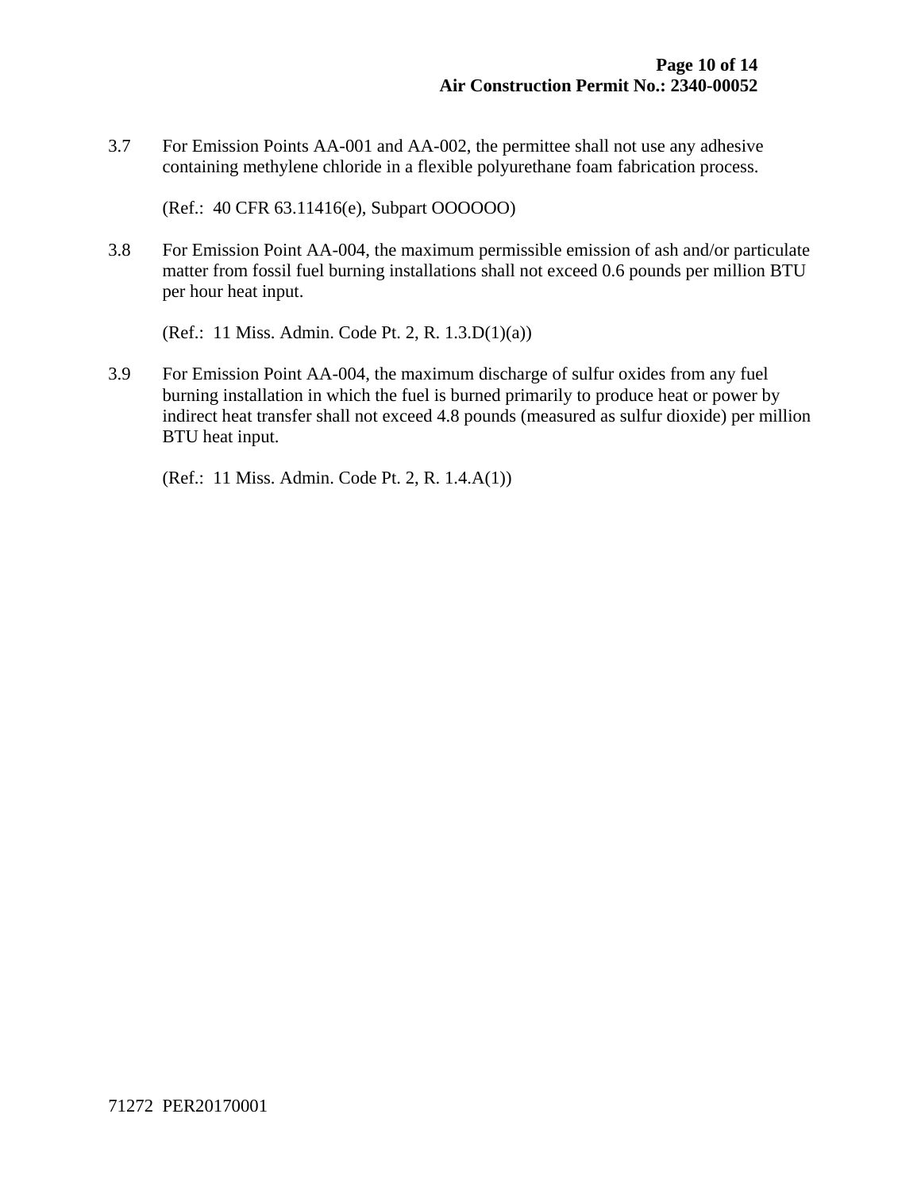3.7 For Emission Points AA-001 and AA-002, the permittee shall not use any adhesive containing methylene chloride in a flexible polyurethane foam fabrication process.

(Ref.: 40 CFR 63.11416(e), Subpart OOOOOO)

3.8 For Emission Point AA-004, the maximum permissible emission of ash and/or particulate matter from fossil fuel burning installations shall not exceed 0.6 pounds per million BTU per hour heat input.

(Ref.: 11 Miss. Admin. Code Pt. 2, R. 1.3.D(1)(a))

3.9 For Emission Point AA-004, the maximum discharge of sulfur oxides from any fuel burning installation in which the fuel is burned primarily to produce heat or power by indirect heat transfer shall not exceed 4.8 pounds (measured as sulfur dioxide) per million BTU heat input.

(Ref.: 11 Miss. Admin. Code Pt. 2, R. 1.4.A(1))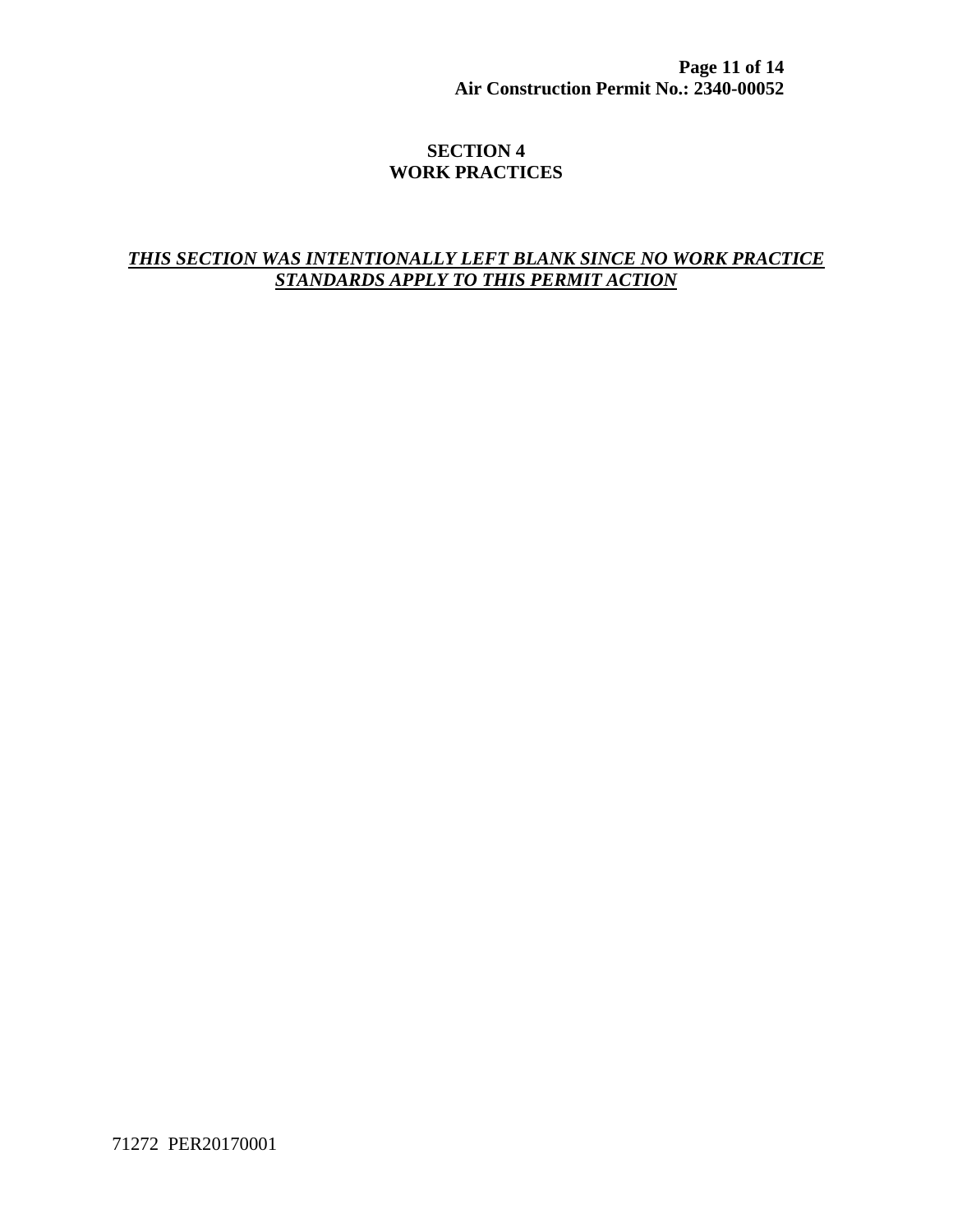# SECTION 4
# WORK PRACTICES

***<u>THIS SECTION WAS INTENTIONALLY LEFT BLANK SINCE NO WORK PRACTICE STANDARDS APPLY TO THIS PERMIT ACTION</u>***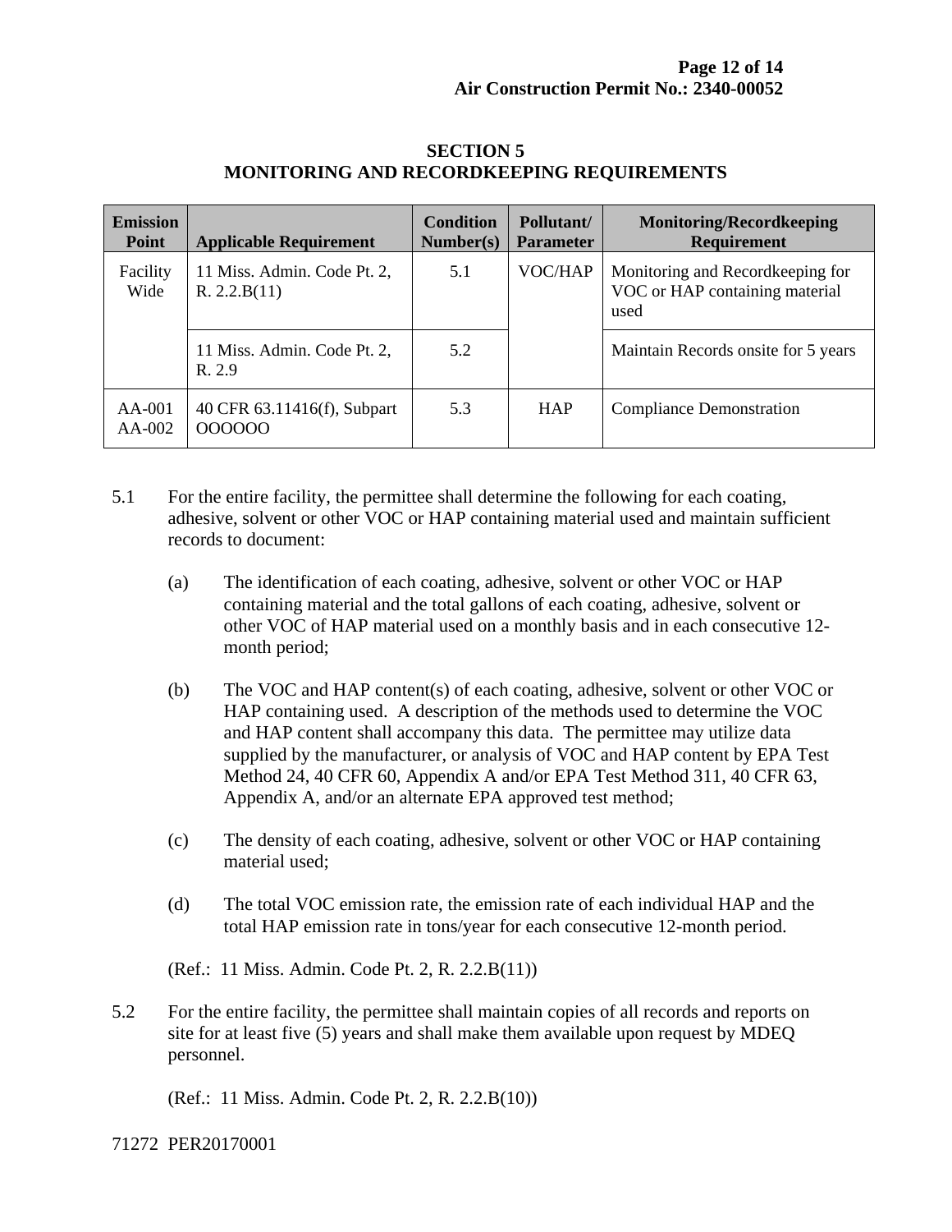## SECTION 5
## MONITORING AND RECORDKEEPING REQUIREMENTS

| Emission Point | Applicable Requirement | Condition Number(s) | Pollutant/ Parameter | Monitoring/Recordkeeping Requirement |
|---|---|---|---|---|
| Facility Wide | 11 Miss. Admin. Code Pt. 2, R. 2.2.B(11) | 5.1 | VOC/HAP | Monitoring and Recordkeeping for VOC or HAP containing material used |
| | 11 Miss. Admin. Code Pt. 2, R. 2.9 | 5.2 | | Maintain Records onsite for 5 years |
| AA-001 AA-002 | 40 CFR 63.11416(f), Subpart OOOOOO | 5.3 | HAP | Compliance Demonstration |

5.1 For the entire facility, the permittee shall determine the following for each coating, adhesive, solvent or other VOC or HAP containing material used and maintain sufficient records to document:

(a) The identification of each coating, adhesive, solvent or other VOC or HAP containing material and the total gallons of each coating, adhesive, solvent or other VOC of HAP material used on a monthly basis and in each consecutive 12-month period;

(b) The VOC and HAP content(s) of each coating, adhesive, solvent or other VOC or HAP containing used. A description of the methods used to determine the VOC and HAP content shall accompany this data. The permittee may utilize data supplied by the manufacturer, or analysis of VOC and HAP content by EPA Test Method 24, 40 CFR 60, Appendix A and/or EPA Test Method 311, 40 CFR 63, Appendix A, and/or an alternate EPA approved test method;

(c) The density of each coating, adhesive, solvent or other VOC or HAP containing material used;

(d) The total VOC emission rate, the emission rate of each individual HAP and the total HAP emission rate in tons/year for each consecutive 12-month period.

(Ref.: 11 Miss. Admin. Code Pt. 2, R. 2.2.B(11))

5.2 For the entire facility, the permittee shall maintain copies of all records and reports on site for at least five (5) years and shall make them available upon request by MDEQ personnel.

(Ref.: 11 Miss. Admin. Code Pt. 2, R. 2.2.B(10))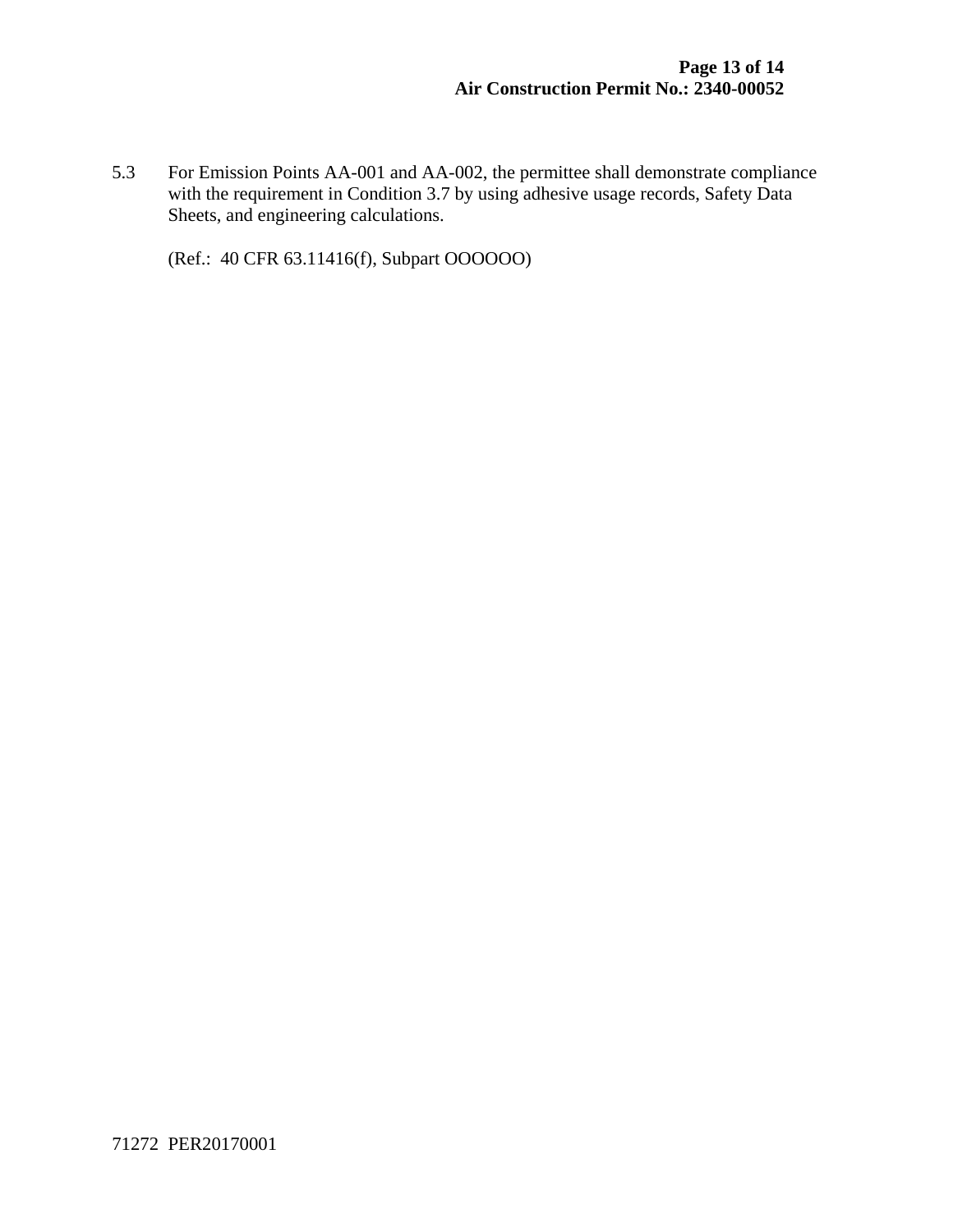5.3 For Emission Points AA-001 and AA-002, the permittee shall demonstrate compliance with the requirement in Condition 3.7 by using adhesive usage records, Safety Data Sheets, and engineering calculations.

(Ref.: 40 CFR 63.11416(f), Subpart OOOOOO)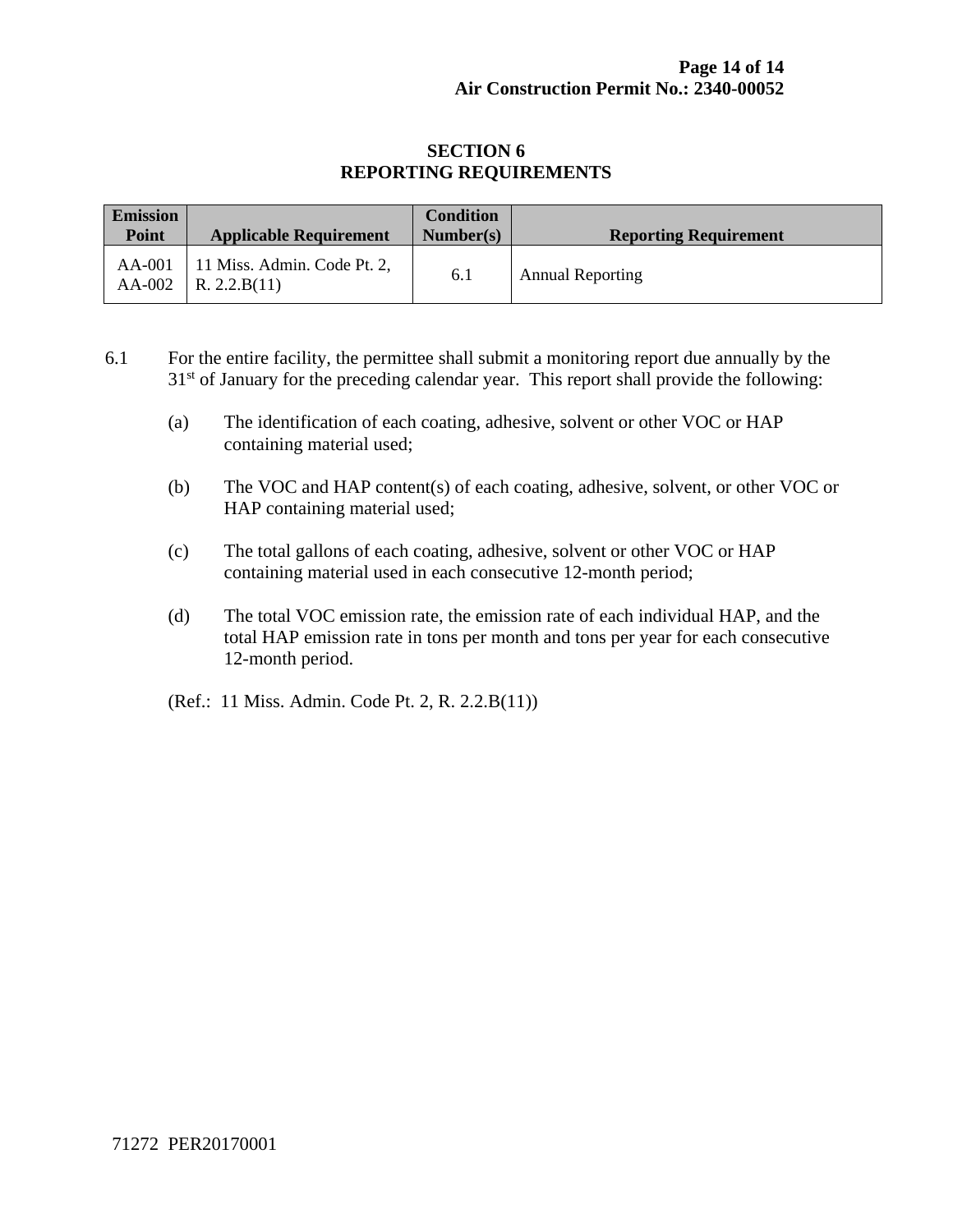# SECTION 6
# REPORTING REQUIREMENTS

| Emission Point | Applicable Requirement | Condition Number(s) | Reporting Requirement |
|---|---|---|---|
| AA-001<br>AA-002 | 11 Miss. Admin. Code Pt. 2, R. 2.2.B(11) | 6.1 | Annual Reporting |

6.1 For the entire facility, the permittee shall submit a monitoring report due annually by the 31st of January for the preceding calendar year. This report shall provide the following:

(a) The identification of each coating, adhesive, solvent or other VOC or HAP containing material used;

(b) The VOC and HAP content(s) of each coating, adhesive, solvent, or other VOC or HAP containing material used;

(c) The total gallons of each coating, adhesive, solvent or other VOC or HAP containing material used in each consecutive 12-month period;

(d) The total VOC emission rate, the emission rate of each individual HAP, and the total HAP emission rate in tons per month and tons per year for each consecutive 12-month period.

(Ref.: 11 Miss. Admin. Code Pt. 2, R. 2.2.B(11))